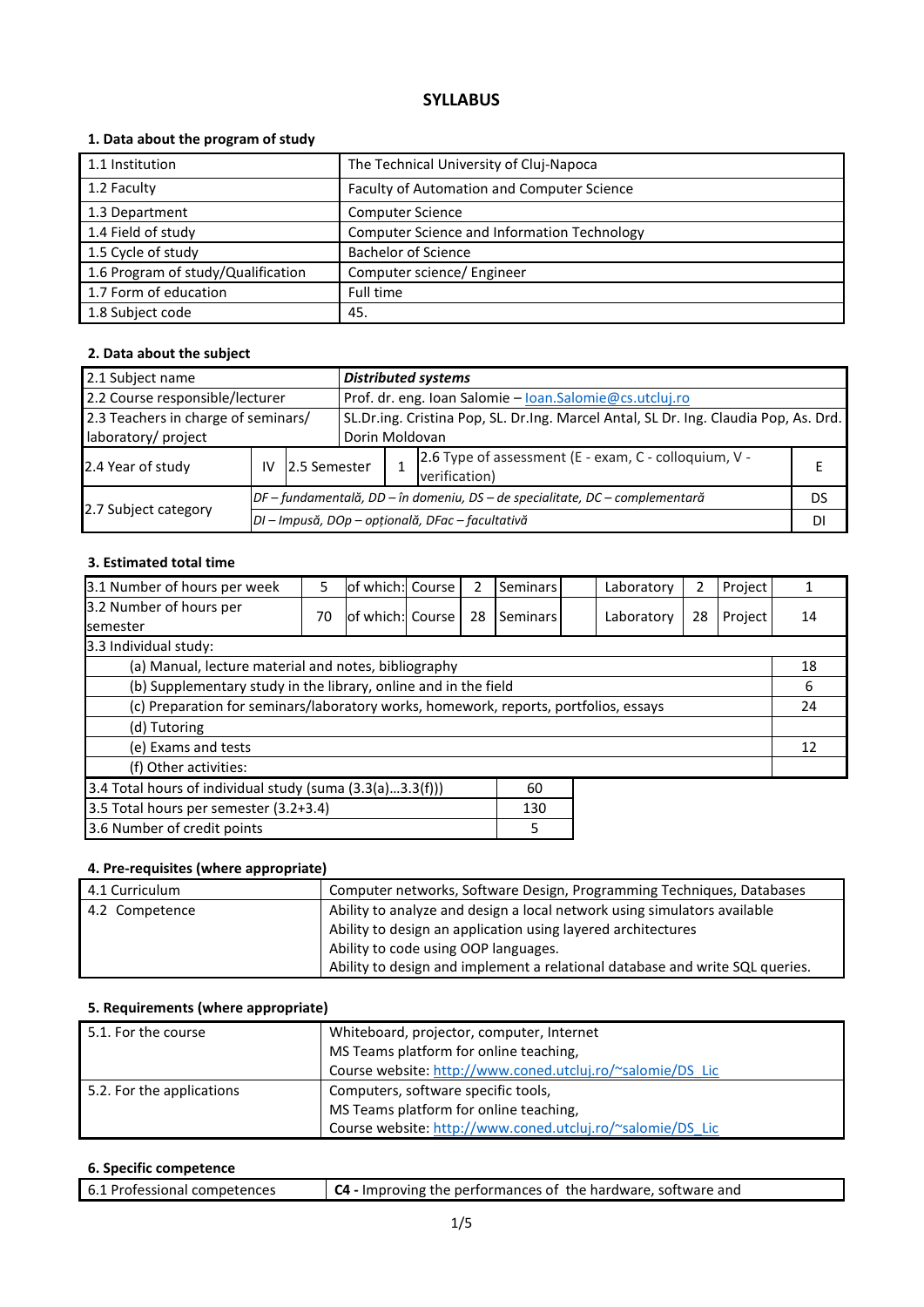# SYLLABUS

### 1. Data about the program of study

| | |
|---|---|
| 1.1 Institution | The Technical University of Cluj-Napoca |
| 1.2 Faculty | Faculty of Automation and Computer Science |
| 1.3 Department | Computer Science |
| 1.4 Field of study | Computer Science and Information Technology |
| 1.5 Cycle of study | Bachelor of Science |
| 1.6 Program of study/Qualification | Computer science/ Engineer |
| 1.7 Form of education | Full time |
| 1.8 Subject code | 45. |

### 2. Data about the subject

| | | | | | |
|---|---|---|---|---|---|
| 2.1 Subject name | ***Distributed systems*** | | | | |
| 2.2 Course responsible/lecturer | Prof. dr. eng. Ioan Salomie – Ioan.Salomie@cs.utcluj.ro | | | | |
| 2.3 Teachers in charge of seminars/ laboratory/ project | SL.Dr.ing. Cristina Pop, SL. Dr.Ing. Marcel Antal, SL Dr. Ing. Claudia Pop, As. Drd. Dorin Moldovan | | | | |
| 2.4 Year of study | IV | 2.5 Semester | 1 | 2.6 Type of assessment (E - exam, C - colloquium, V - verification) | E |
| 2.7 Subject category | *DF – fundamentală, DD – în domeniu, DS – de specialitate, DC – complementară* | | | | DS |
| | *DI – Impusă, DOp – opțională, DFac – facultativă* | | | | DI |

### 3. Estimated total time

| | | | | | | | | | |
|---|---|---|---|---|---|---|---|---|---|
| 3.1 Number of hours per week | 5 | of which: Course | 2 | Seminars | | Laboratory | 2 | Project | 1 |
| 3.2 Number of hours per semester | 70 | of which: Course | 28 | Seminars | | Laboratory | 28 | Project | 14 |
| 3.3 Individual study: | | | | | | | | | |
| (a) Manual, lecture material and notes, bibliography | | | | | | | | | 18 |
| (b) Supplementary study in the library, online and in the field | | | | | | | | | 6 |
| (c) Preparation for seminars/laboratory works, homework, reports, portfolios, essays | | | | | | | | | 24 |
| (d) Tutoring | | | | | | | | | |
| (e) Exams and tests | | | | | | | | | 12 |
| (f) Other activities: | | | | | | | | | |

| | |
|---|---|
| 3.4 Total hours of individual study (suma (3.3(a)...3.3(f))) | 60 |
| 3.5 Total hours per semester (3.2+3.4) | 130 |
| 3.6 Number of credit points | 5 |

### 4. Pre-requisites (where appropriate)

| | |
|---|---|
| 4.1 Curriculum | Computer networks, Software Design, Programming Techniques, Databases |
| 4.2 Competence | Ability to analyze and design a local network using simulators available<br>Ability to design an application using layered architectures<br>Ability to code using OOP languages.<br>Ability to design and implement a relational database and write SQL queries. |

### 5. Requirements (where appropriate)

| | |
|---|---|
| 5.1. For the course | Whiteboard, projector, computer, Internet<br>MS Teams platform for online teaching,<br>Course website: http://www.coned.utcluj.ro/~salomie/DS_Lic |
| 5.2. For the applications | Computers, software specific tools,<br>MS Teams platform for online teaching,<br>Course website: http://www.coned.utcluj.ro/~salomie/DS_Lic |

### 6. Specific competence

| | |
|---|---|
| 6.1 Professional competences | **C4 -** Improving the performances of the hardware, software and |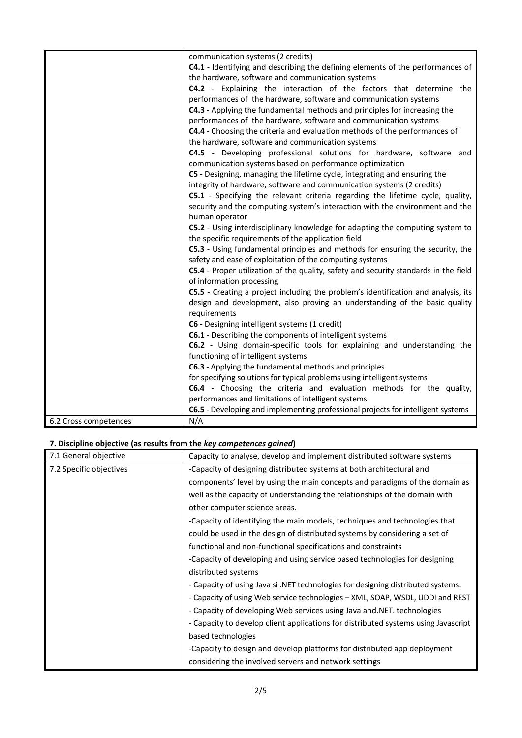| | |
|---|---|
| | communication systems (2 credits)<br>**C4.1** - Identifying and describing the defining elements of the performances of the hardware, software and communication systems<br>**C4.2** - Explaining the interaction of the factors that determine the performances of the hardware, software and communication systems<br>**C4.3 -** Applying the fundamental methods and principles for increasing the performances of the hardware, software and communication systems<br>**C4.4** - Choosing the criteria and evaluation methods of the performances of the hardware, software and communication systems<br>**C4.5** - Developing professional solutions for hardware, software and communication systems based on performance optimization<br>**C5 -** Designing, managing the lifetime cycle, integrating and ensuring the integrity of hardware, software and communication systems (2 credits)<br>**C5.1** - Specifying the relevant criteria regarding the lifetime cycle, quality, security and the computing system's interaction with the environment and the human operator<br>**C5.2** - Using interdisciplinary knowledge for adapting the computing system to the specific requirements of the application field<br>**C5.3** - Using fundamental principles and methods for ensuring the security, the safety and ease of exploitation of the computing systems<br>**C5.4** - Proper utilization of the quality, safety and security standards in the field of information processing<br>**C5.5** - Creating a project including the problem's identification and analysis, its design and development, also proving an understanding of the basic quality requirements<br>**C6 -** Designing intelligent systems (1 credit)<br>**C6.1** - Describing the components of intelligent systems<br>**C6.2** - Using domain-specific tools for explaining and understanding the functioning of intelligent systems<br>**C6.3** - Applying the fundamental methods and principles for specifying solutions for typical problems using intelligent systems<br>**C6.4** - Choosing the criteria and evaluation methods for the quality, performances and limitations of intelligent systems<br>**C6.5** - Developing and implementing professional projects for intelligent systems |
| 6.2 Cross competences | N/A |

**7. Discipline objective (as results from the *key competences gained*)**

| | |
|---|---|
| 7.1 General objective | Capacity to analyse, develop and implement distributed software systems |
| 7.2 Specific objectives | -Capacity of designing distributed systems at both architectural and components' level by using the main concepts and paradigms of the domain as well as the capacity of understanding the relationships of the domain with other computer science areas.<br>-Capacity of identifying the main models, techniques and technologies that could be used in the design of distributed systems by considering a set of functional and non-functional specifications and constraints<br>-Capacity of developing and using service based technologies for designing distributed systems<br>- Capacity of using Java si .NET technologies for designing distributed systems.<br>- Capacity of using Web service technologies – XML, SOAP, WSDL, UDDI and REST<br>- Capacity of developing Web services using Java and.NET. technologies<br>- Capacity to develop client applications for distributed systems using Javascript based technologies<br>-Capacity to design and develop platforms for distributed app deployment considering the involved servers and network settings |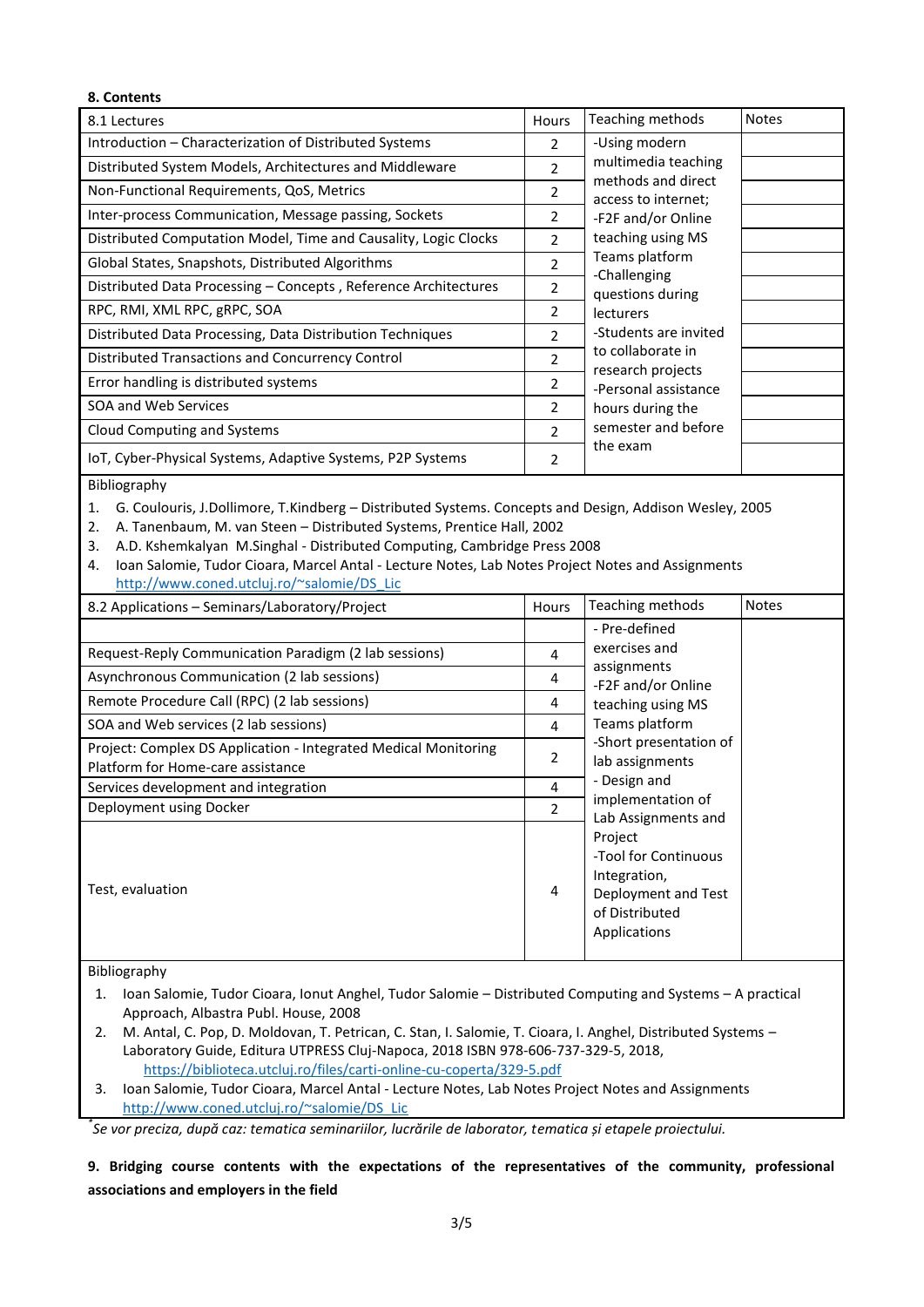**8. Contents**

| 8.1 Lectures | Hours | Teaching methods | Notes |
|---|---|---|---|
| Introduction – Characterization of Distributed Systems | 2 | -Using modern multimedia teaching methods and direct access to internet; -F2F and/or Online teaching using MS Teams platform -Challenging questions during lecturers -Students are invited to collaborate in research projects -Personal assistance hours during the semester and before the exam | |
| Distributed System Models, Architectures and Middleware | 2 | | |
| Non-Functional Requirements, QoS, Metrics | 2 | | |
| Inter-process Communication, Message passing, Sockets | 2 | | |
| Distributed Computation Model, Time and Causality, Logic Clocks | 2 | | |
| Global States, Snapshots, Distributed Algorithms | 2 | | |
| Distributed Data Processing – Concepts , Reference Architectures | 2 | | |
| RPC, RMI, XML RPC, gRPC, SOA | 2 | | |
| Distributed Data Processing, Data Distribution Techniques | 2 | | |
| Distributed Transactions and Concurrency Control | 2 | | |
| Error handling is distributed systems | 2 | | |
| SOA and Web Services | 2 | | |
| Cloud Computing and Systems | 2 | | |
| IoT, Cyber-Physical Systems, Adaptive Systems, P2P Systems | 2 | | |

Bibliography

1. G. Coulouris, J.Dollimore, T.Kindberg – Distributed Systems. Concepts and Design, Addison Wesley, 2005
2. A. Tanenbaum, M. van Steen – Distributed Systems, Prentice Hall, 2002
3. A.D. Kshemkalyan M.Singhal - Distributed Computing, Cambridge Press 2008
4. Ioan Salomie, Tudor Cioara, Marcel Antal - Lecture Notes, Lab Notes Project Notes and Assignments http://www.coned.utcluj.ro/~salomie/DS_Lic

| 8.2 Applications – Seminars/Laboratory/Project | Hours | Teaching methods | Notes |
|---|---|---|---|
| | | - Pre-defined exercises and assignments -F2F and/or Online teaching using MS Teams platform -Short presentation of lab assignments - Design and implementation of Lab Assignments and Project -Tool for Continuous Integration, Deployment and Test of Distributed Applications | |
| Request-Reply Communication Paradigm (2 lab sessions) | 4 | | |
| Asynchronous Communication (2 lab sessions) | 4 | | |
| Remote Procedure Call (RPC) (2 lab sessions) | 4 | | |
| SOA and Web services (2 lab sessions) | 4 | | |
| Project: Complex DS Application - Integrated Medical Monitoring Platform for Home-care assistance | 2 | | |
| Services development and integration | 4 | | |
| Deployment using Docker | 2 | | |
| Test, evaluation | 4 | | |

Bibliography

1. Ioan Salomie, Tudor Cioara, Ionut Anghel, Tudor Salomie – Distributed Computing and Systems – A practical Approach, Albastra Publ. House, 2008
2. M. Antal, C. Pop, D. Moldovan, T. Petrican, C. Stan, I. Salomie, T. Cioara, I. Anghel, Distributed Systems – Laboratory Guide, Editura UTPRESS Cluj-Napoca, 2018 ISBN 978-606-737-329-5, 2018, https://biblioteca.utcluj.ro/files/carti-online-cu-coperta/329-5.pdf
3. Ioan Salomie, Tudor Cioara, Marcel Antal - Lecture Notes, Lab Notes Project Notes and Assignments http://www.coned.utcluj.ro/~salomie/DS_Lic

*Se vor preciza, după caz: tematica seminariilor, lucrările de laborator, tematica și etapele proiectului.*

**9. Bridging course contents with the expectations of the representatives of the community, professional associations and employers in the field**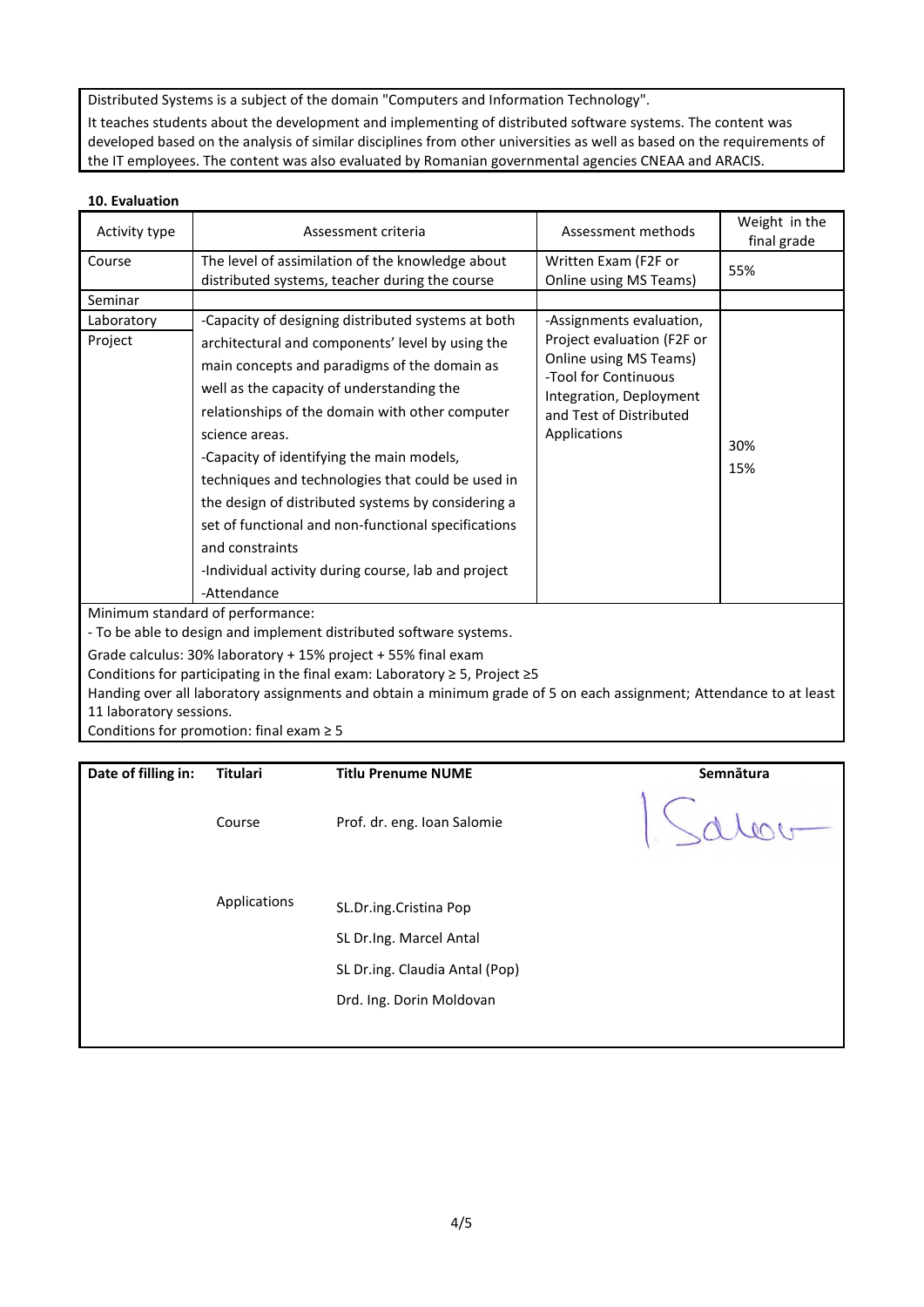Distributed Systems is a subject of the domain "Computers and Information Technology".

It teaches students about the development and implementing of distributed software systems. The content was developed based on the analysis of similar disciplines from other universities as well as based on the requirements of the IT employees. The content was also evaluated by Romanian governmental agencies CNEAA and ARACIS.

**10. Evaluation**

| Activity type | Assessment criteria | Assessment methods | Weight in the final grade |
|---|---|---|---|
| Course | The level of assimilation of the knowledge about distributed systems, teacher during the course | Written Exam (F2F or Online using MS Teams) | 55% |
| Seminar | | | |
| Laboratory<br>Project | -Capacity of designing distributed systems at both architectural and components' level by using the main concepts and paradigms of the domain as well as the capacity of understanding the relationships of the domain with other computer science areas.<br>-Capacity of identifying the main models, techniques and technologies that could be used in the design of distributed systems by considering a set of functional and non-functional specifications and constraints<br>-Individual activity during course, lab and project<br>-Attendance | -Assignments evaluation, Project evaluation (F2F or Online using MS Teams)<br>-Tool for Continuous Integration, Deployment and Test of Distributed Applications | 30%<br>15% |

Minimum standard of performance:

- To be able to design and implement distributed software systems.

Grade calculus: 30% laboratory + 15% project + 55% final exam

Conditions for participating in the final exam: Laboratory ≥ 5, Project ≥5

Handing over all laboratory assignments and obtain a minimum grade of 5 on each assignment; Attendance to at least 11 laboratory sessions.

Conditions for promotion: final exam ≥ 5

| Date of filling in: | Titulari | Titlu Prenume NUME | Semnătura |
|---|---|---|---|
| | Course | Prof. dr. eng. Ioan Salomie | |
| | Applications | SL.Dr.ing.Cristina Pop<br>SL Dr.Ing. Marcel Antal<br>SL Dr.ing. Claudia Antal (Pop)<br>Drd. Ing. Dorin Moldovan | |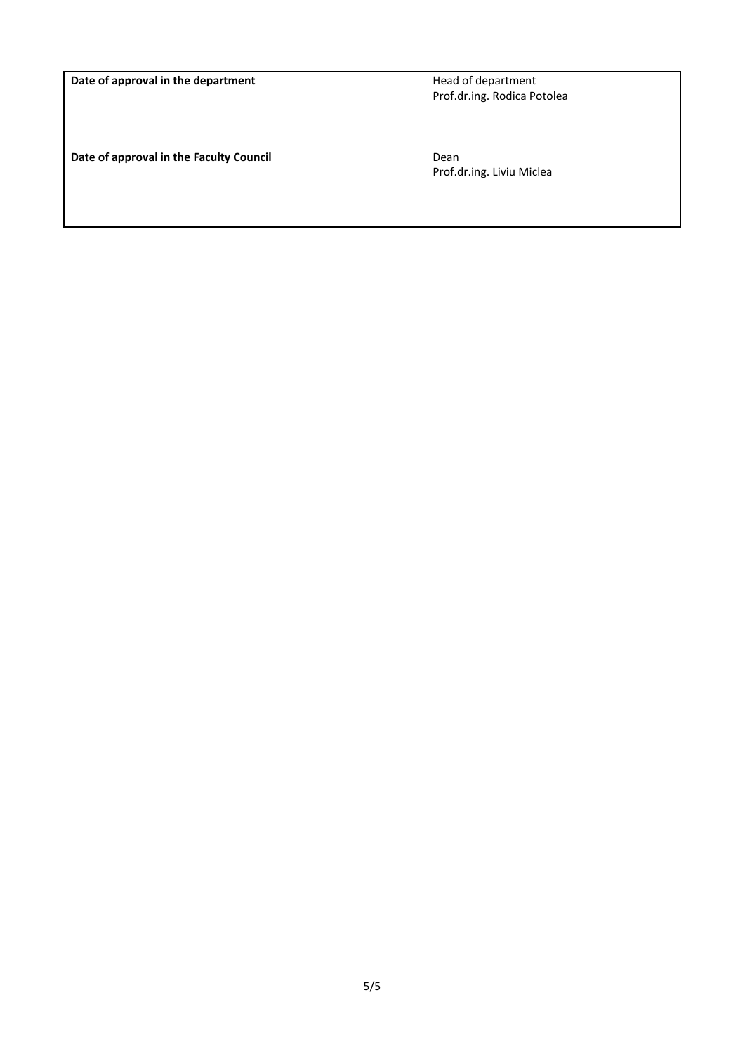| | |
|---|---|
| **Date of approval in the department** | Head of department<br>Prof.dr.ing. Rodica Potolea |
| **Date of approval in the Faculty Council** | Dean<br>Prof.dr.ing. Liviu Miclea |